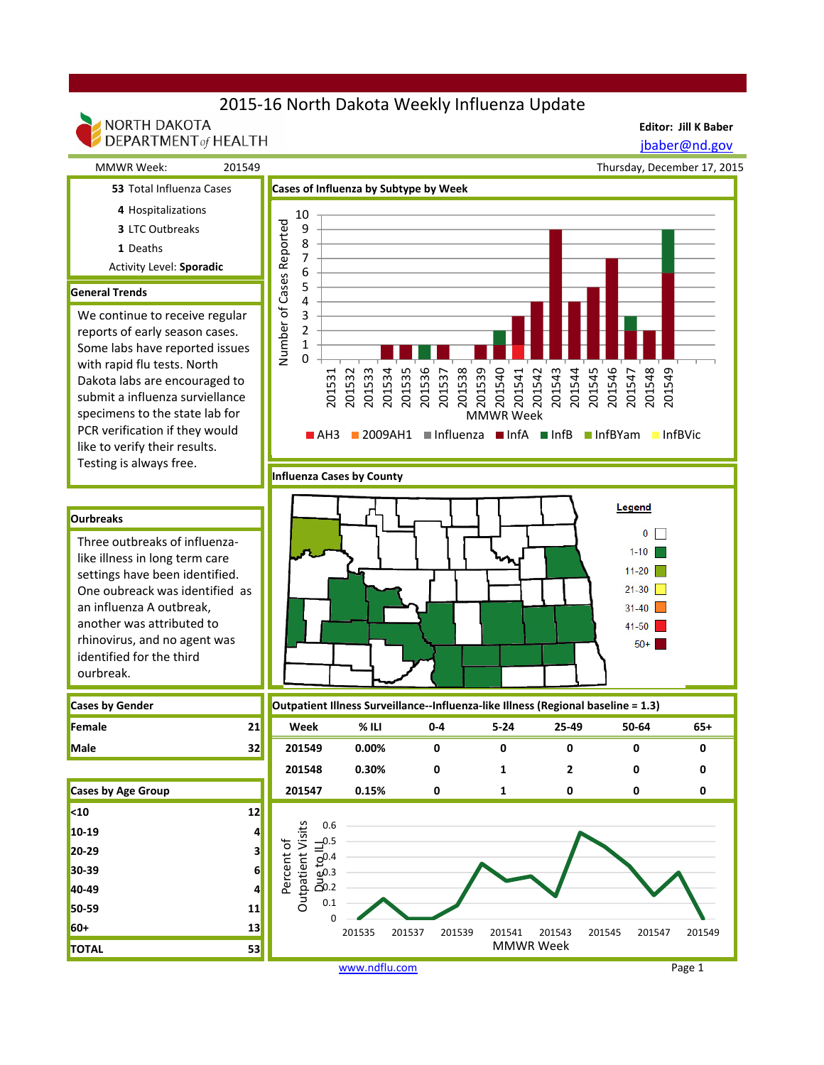# 2015-16 North Dakota Weekly Influenza Update

NORTH DAKOTA DEPARTMENT of HEALTH

**Editor: Jill K Baber**
jbaber@nd.gov

MMWR Week: 201549

Thursday, December 17, 2015

53 Total Influenza Cases
4 Hospitalizations
3 LTC Outbreaks
1 Deaths
Activity Level: **Sporadic**

## General Trends

We continue to receive regular reports of early season cases. Some labs have reported issues with rapid flu tests. North Dakota labs are encouraged to submit a influenza surveillance specimens to the state lab for PCR verification if they would like to verify their results. Testing is always free.

## Cases of Influenza by Subtype by Week

## Influenza Cases by County

## Ourbreaks

Three outbreaks of influenza-like illness in long term care settings have been identified. One oubreack was identified as an influenza A outbreak, another was attributed to rhinovirus, and no agent was identified for the third ourbreak.

## Cases by Gender

| Cases by Gender | |
|---|---|
| Female | 21 |
| Male | 32 |

## Outpatient Illness Surveillance--Influenza-like Illness (Regional baseline = 1.3)

| Week | % ILI | 0-4 | 5-24 | 25-49 | 50-64 | 65+ |
|---|---|---|---|---|---|---|
| 201549 | 0.00% | 0 | 0 | 0 | 0 | 0 |
| 201548 | 0.30% | 0 | 1 | 2 | 0 | 0 |
| 201547 | 0.15% | 0 | 1 | 0 | 0 | 0 |

## Cases by Age Group

| Cases by Age Group | |
|---|---|
| <10 | 12 |
| 10-19 | 4 |
| 20-29 | 3 |
| 30-39 | 6 |
| 40-49 | 4 |
| 50-59 | 11 |
| 60+ | 13 |
| **TOTAL** | **53** |

www.ndflu.com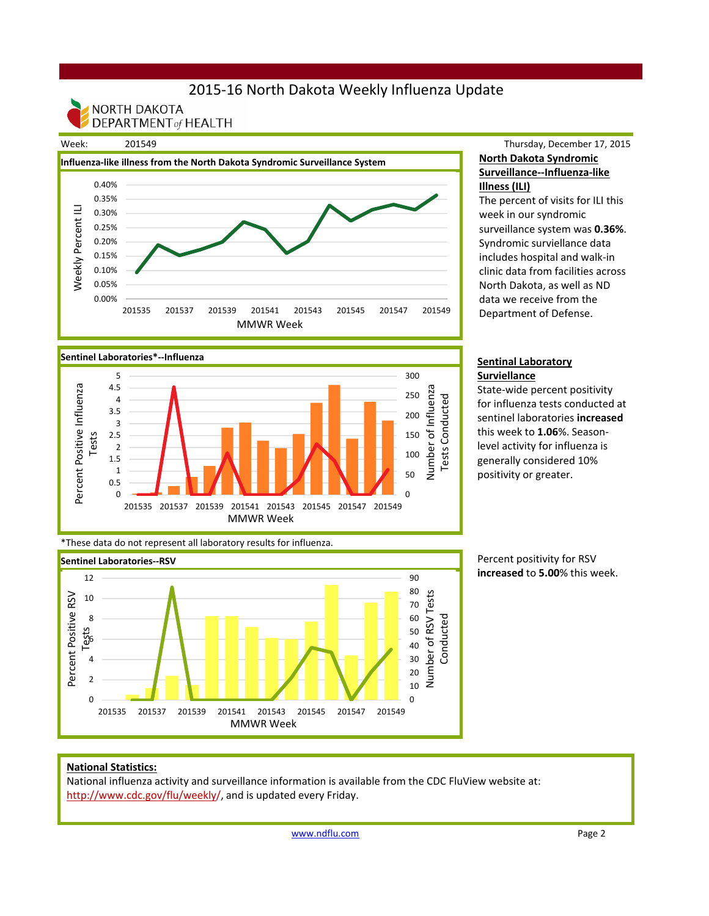# 2015-16 North Dakota Weekly Influenza Update

NORTH DAKOTA DEPARTMENT *of* HEALTH

Week: 201549

Thursday, December 17, 2015

**Influenza-like illness from the North Dakota Syndromic Surveillance System**

## North Dakota Syndromic Surveillance--Influenza-like Illness (ILI)

The percent of visits for ILI this week in our syndromic surveillance system was **0.36%**. Syndromic surveillance data includes hospital and walk-in clinic data from facilities across North Dakota, as well as ND data we receive from the Department of Defense.

**Sentinel Laboratories*--Influenza**

## Sentinal Laboratory Surveillance

State-wide percent positivity for influenza tests conducted at sentinel laboratories **increased** this week to **1.06**%. Season-level activity for influenza is generally considered 10% positivity or greater.

*These data do not represent all laboratory results for influenza.

**Sentinel Laboratories--RSV**

Percent positivity for RSV **increased** to **5.00**% this week.

**National Statistics:**

National influenza activity and surveillance information is available from the CDC FluView website at: http://www.cdc.gov/flu/weekly/, and is updated every Friday.

www.ndflu.com